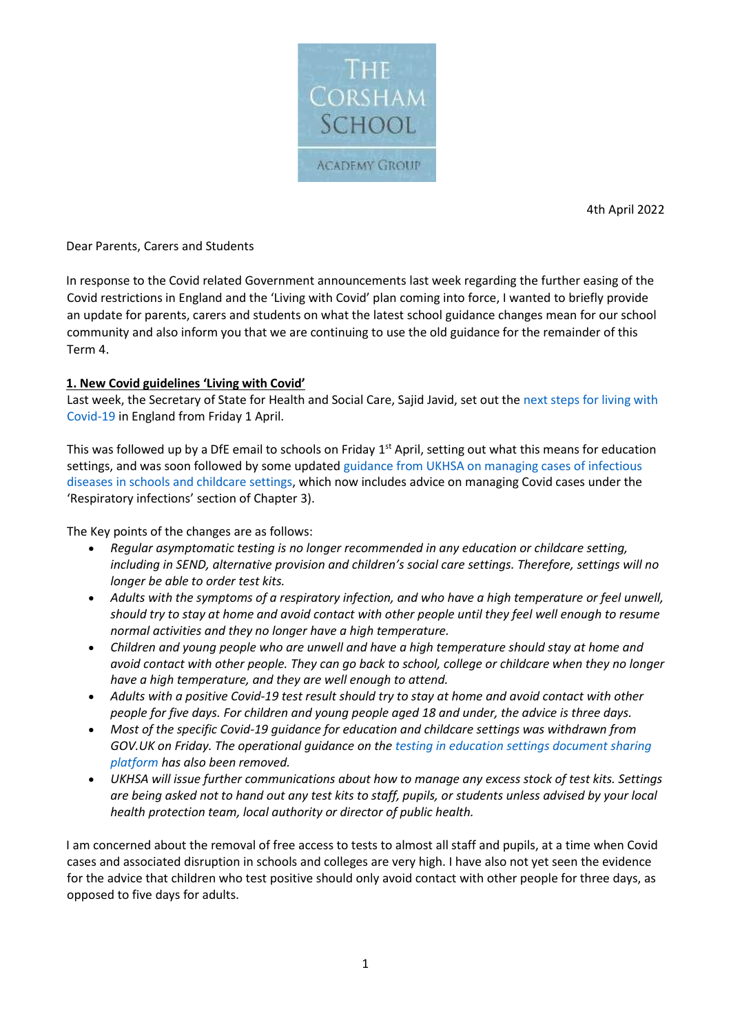4th April 2022

Dear Parents, Carers and Students

In response to the Covid related Government announcements last week regarding the further easing of the Covid restrictions in England and the 'Living with Covid' plan coming into force, I wanted to briefly provide an update for parents, carers and students on what the latest school guidance changes mean for our school community and also inform you that we are continuing to use the old guidance for the remainder of this Term 4.

**1. New Covid guidelines 'Living with Covid'**

Last week, the Secretary of State for Health and Social Care, Sajid Javid, set out the next steps for living with Covid-19 in England from Friday 1 April.

This was followed up by a DfE email to schools on Friday 1st April, setting out what this means for education settings, and was soon followed by some updated guidance from UKHSA on managing cases of infectious diseases in schools and childcare settings, which now includes advice on managing Covid cases under the 'Respiratory infections' section of Chapter 3).

The Key points of the changes are as follows:

- *Regular asymptomatic testing is no longer recommended in any education or childcare setting, including in SEND, alternative provision and children's social care settings. Therefore, settings will no longer be able to order test kits.*
- *Adults with the symptoms of a respiratory infection, and who have a high temperature or feel unwell, should try to stay at home and avoid contact with other people until they feel well enough to resume normal activities and they no longer have a high temperature.*
- *Children and young people who are unwell and have a high temperature should stay at home and avoid contact with other people. They can go back to school, college or childcare when they no longer have a high temperature, and they are well enough to attend.*
- *Adults with a positive Covid-19 test result should try to stay at home and avoid contact with other people for five days. For children and young people aged 18 and under, the advice is three days.*
- *Most of the specific Covid-19 guidance for education and childcare settings was withdrawn from GOV.UK on Friday. The operational guidance on the testing in education settings document sharing platform has also been removed.*
- *UKHSA will issue further communications about how to manage any excess stock of test kits. Settings are being asked not to hand out any test kits to staff, pupils, or students unless advised by your local health protection team, local authority or director of public health.*

I am concerned about the removal of free access to tests to almost all staff and pupils, at a time when Covid cases and associated disruption in schools and colleges are very high. I have also not yet seen the evidence for the advice that children who test positive should only avoid contact with other people for three days, as opposed to five days for adults.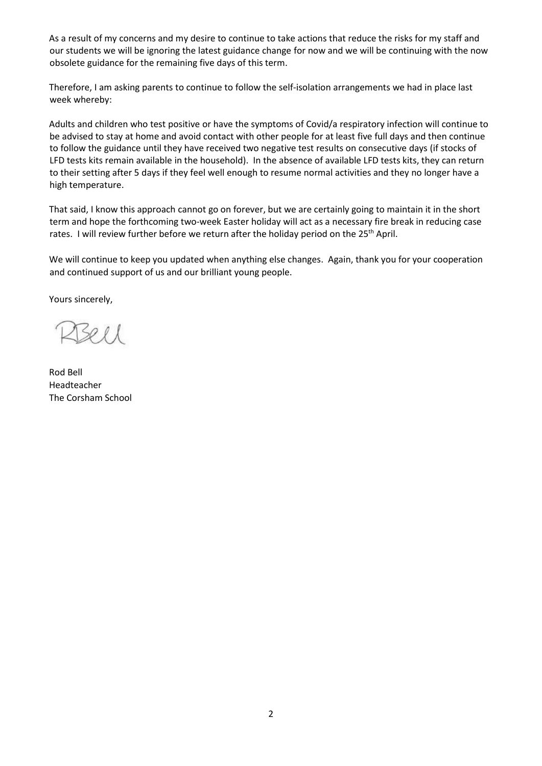As a result of my concerns and my desire to continue to take actions that reduce the risks for my staff and our students we will be ignoring the latest guidance change for now and we will be continuing with the now obsolete guidance for the remaining five days of this term.

Therefore, I am asking parents to continue to follow the self-isolation arrangements we had in place last week whereby:

Adults and children who test positive or have the symptoms of Covid/a respiratory infection will continue to be advised to stay at home and avoid contact with other people for at least five full days and then continue to follow the guidance until they have received two negative test results on consecutive days (if stocks of LFD tests kits remain available in the household). In the absence of available LFD tests kits, they can return to their setting after 5 days if they feel well enough to resume normal activities and they no longer have a high temperature.

That said, I know this approach cannot go on forever, but we are certainly going to maintain it in the short term and hope the forthcoming two-week Easter holiday will act as a necessary fire break in reducing case rates. I will review further before we return after the holiday period on the 25th April.

We will continue to keep you updated when anything else changes. Again, thank you for your cooperation and continued support of us and our brilliant young people.

Yours sincerely,

RBell

Rod Bell
Headteacher
The Corsham School